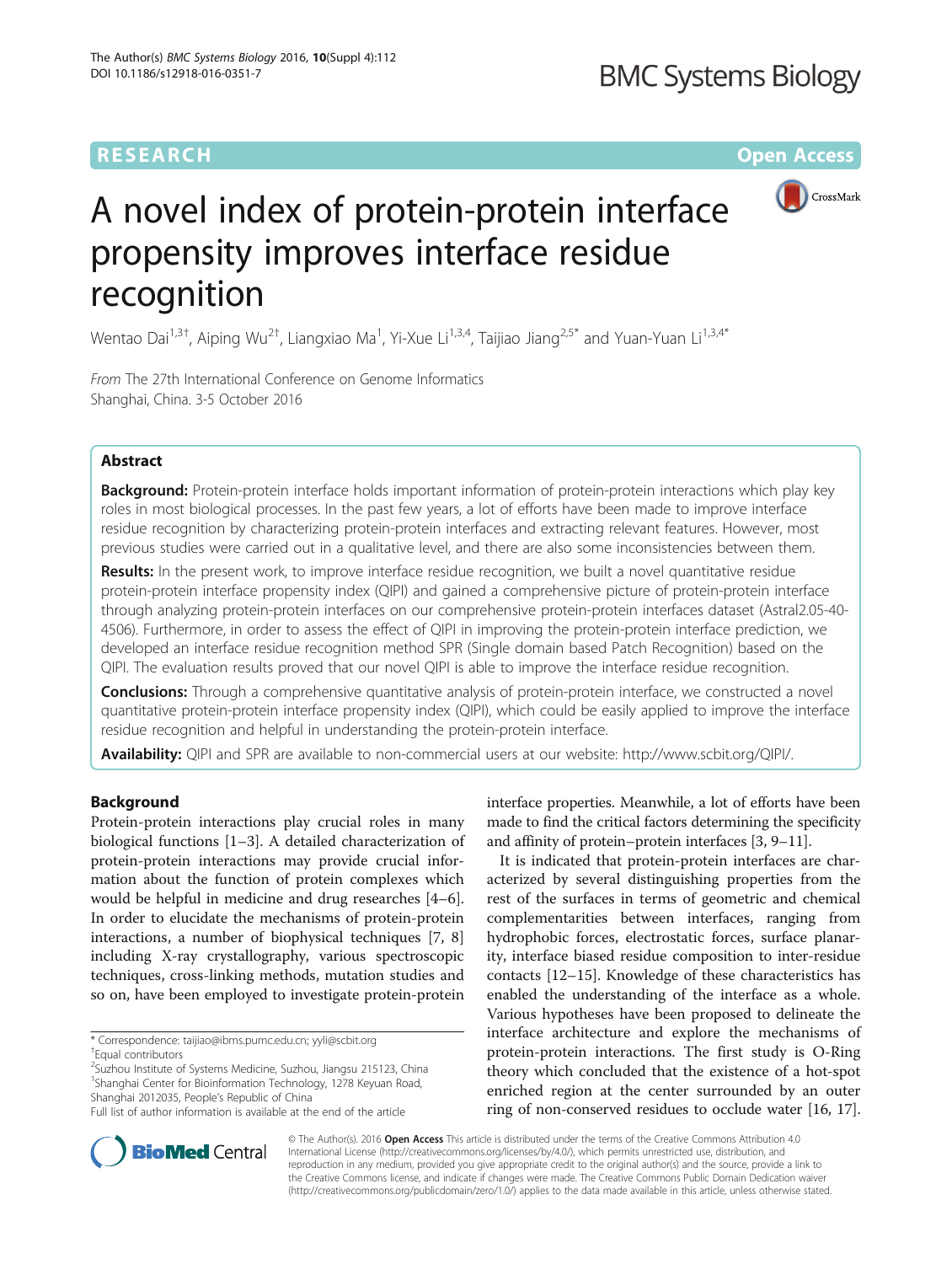RESEARCH Open Access

# A novel index of protein-protein interface propensity improves interface residue recognition

Wentao Dai[1,3†], Aiping Wu[2†], Liangxiao Ma[1], Yi-Xue Li[1,3,4], Taijiao Jiang[2,5*] and Yuan-Yuan Li[1,3,4*]

From The 27th International Conference on Genome Informatics
Shanghai, China. 3-5 October 2016

## Abstract

**Background:** Protein-protein interface holds important information of protein-protein interactions which play key roles in most biological processes. In the past few years, a lot of efforts have been made to improve interface residue recognition by characterizing protein-protein interfaces and extracting relevant features. However, most previous studies were carried out in a qualitative level, and there are also some inconsistencies between them.

**Results:** In the present work, to improve interface residue recognition, we built a novel quantitative residue protein-protein interface propensity index (QIPI) and gained a comprehensive picture of protein-protein interface through analyzing protein-protein interfaces on our comprehensive protein-protein interfaces dataset (Astral2.05-40-4506). Furthermore, in order to assess the effect of QIPI in improving the protein-protein interface prediction, we developed an interface residue recognition method SPR (Single domain based Patch Recognition) based on the QIPI. The evaluation results proved that our novel QIPI is able to improve the interface residue recognition.

**Conclusions:** Through a comprehensive quantitative analysis of protein-protein interface, we constructed a novel quantitative protein-protein interface propensity index (QIPI), which could be easily applied to improve the interface residue recognition and helpful in understanding the protein-protein interface.

**Availability:** QIPI and SPR are available to non-commercial users at our website: http://www.scbit.org/QIPI/.

## Background

Protein-protein interactions play crucial roles in many biological functions [1–3]. A detailed characterization of protein-protein interactions may provide crucial information about the function of protein complexes which would be helpful in medicine and drug researches [4–6]. In order to elucidate the mechanisms of protein-protein interactions, a number of biophysical techniques [7, 8] including X-ray crystallography, various spectroscopic techniques, cross-linking methods, mutation studies and so on, have been employed to investigate protein-protein interface properties. Meanwhile, a lot of efforts have been made to find the critical factors determining the specificity and affinity of protein–protein interfaces [3, 9–11].

It is indicated that protein-protein interfaces are characterized by several distinguishing properties from the rest of the surfaces in terms of geometric and chemical complementarities between interfaces, ranging from hydrophobic forces, electrostatic forces, surface planarity, interface biased residue composition to inter-residue contacts [12–15]. Knowledge of these characteristics has enabled the understanding of the interface as a whole. Various hypotheses have been proposed to delineate the interface architecture and explore the mechanisms of protein-protein interactions. The first study is O-Ring theory which concluded that the existence of a hot-spot enriched region at the center surrounded by an outer ring of non-conserved residues to occlude water [16, 17].

* Correspondence: taijiao@ibms.pumc.edu.cn; yyli@scbit.org
†Equal contributors
[2]Suzhou Institute of Systems Medicine, Suzhou, Jiangsu 215123, China
[1]Shanghai Center for Bioinformation Technology, 1278 Keyuan Road, Shanghai 2012035, People's Republic of China
Full list of author information is available at the end of the article

© The Author(s). 2016 **Open Access** This article is distributed under the terms of the Creative Commons Attribution 4.0 International License (http://creativecommons.org/licenses/by/4.0/), which permits unrestricted use, distribution, and reproduction in any medium, provided you give appropriate credit to the original author(s) and the source, provide a link to the Creative Commons license, and indicate if changes were made. The Creative Commons Public Domain Dedication waiver (http://creativecommons.org/publicdomain/zero/1.0/) applies to the data made available in this article, unless otherwise stated.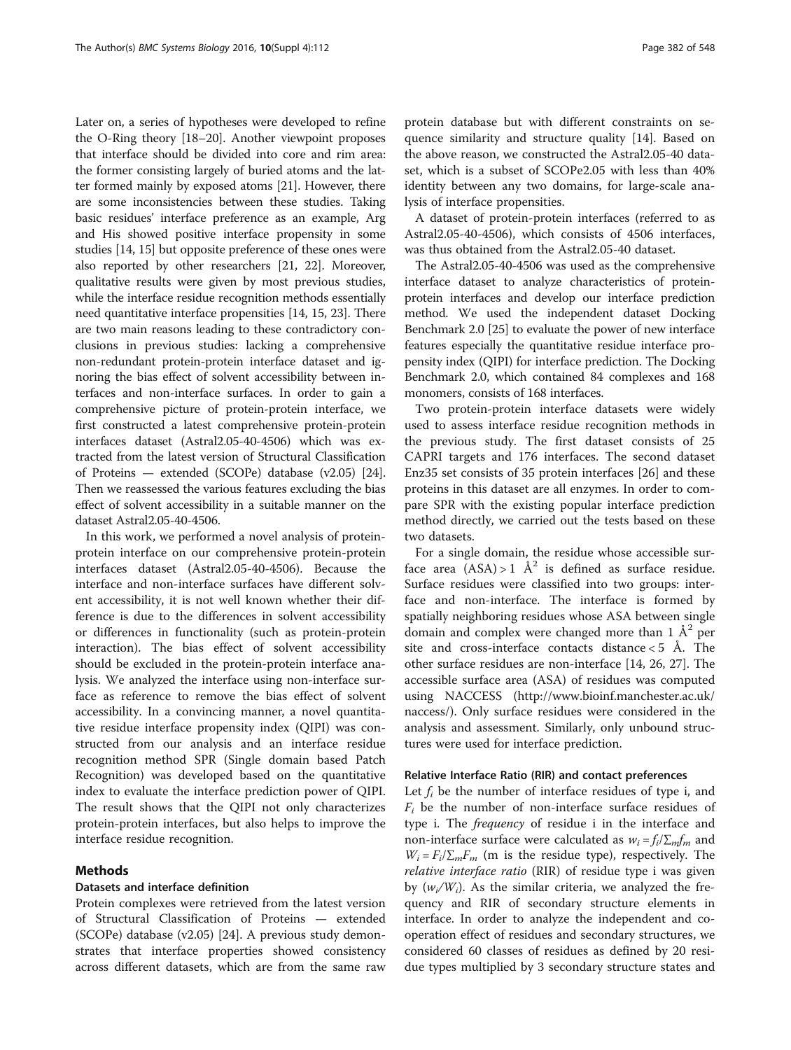Later on, a series of hypotheses were developed to refine the O-Ring theory [18–20]. Another viewpoint proposes that interface should be divided into core and rim area: the former consisting largely of buried atoms and the latter formed mainly by exposed atoms [21]. However, there are some inconsistencies between these studies. Taking basic residues' interface preference as an example, Arg and His showed positive interface propensity in some studies [14, 15] but opposite preference of these ones were also reported by other researchers [21, 22]. Moreover, qualitative results were given by most previous studies, while the interface residue recognition methods essentially need quantitative interface propensities [14, 15, 23]. There are two main reasons leading to these contradictory conclusions in previous studies: lacking a comprehensive non-redundant protein-protein interface dataset and ignoring the bias effect of solvent accessibility between interfaces and non-interface surfaces. In order to gain a comprehensive picture of protein-protein interface, we first constructed a latest comprehensive protein-protein interfaces dataset (Astral2.05-40-4506) which was extracted from the latest version of Structural Classification of Proteins — extended (SCOPe) database (v2.05) [24]. Then we reassessed the various features excluding the bias effect of solvent accessibility in a suitable manner on the dataset Astral2.05-40-4506.

In this work, we performed a novel analysis of protein-protein interface on our comprehensive protein-protein interfaces dataset (Astral2.05-40-4506). Because the interface and non-interface surfaces have different solvent accessibility, it is not well known whether their difference is due to the differences in solvent accessibility or differences in functionality (such as protein-protein interaction). The bias effect of solvent accessibility should be excluded in the protein-protein interface analysis. We analyzed the interface using non-interface surface as reference to remove the bias effect of solvent accessibility. In a convincing manner, a novel quantitative residue interface propensity index (QIPI) was constructed from our analysis and an interface residue recognition method SPR (Single domain based Patch Recognition) was developed based on the quantitative index to evaluate the interface prediction power of QIPI. The result shows that the QIPI not only characterizes protein-protein interfaces, but also helps to improve the interface residue recognition.

## Methods

### Datasets and interface definition

Protein complexes were retrieved from the latest version of Structural Classification of Proteins — extended (SCOPe) database (v2.05) [24]. A previous study demonstrates that interface properties showed consistency across different datasets, which are from the same raw protein database but with different constraints on sequence similarity and structure quality [14]. Based on the above reason, we constructed the Astral2.05-40 dataset, which is a subset of SCOPe2.05 with less than 40% identity between any two domains, for large-scale analysis of interface propensities.

A dataset of protein-protein interfaces (referred to as Astral2.05-40-4506), which consists of 4506 interfaces, was thus obtained from the Astral2.05-40 dataset.

The Astral2.05-40-4506 was used as the comprehensive interface dataset to analyze characteristics of protein-protein interfaces and develop our interface prediction method. We used the independent dataset Docking Benchmark 2.0 [25] to evaluate the power of new interface features especially the quantitative residue interface propensity index (QIPI) for interface prediction. The Docking Benchmark 2.0, which contained 84 complexes and 168 monomers, consists of 168 interfaces.

Two protein-protein interface datasets were widely used to assess interface residue recognition methods in the previous study. The first dataset consists of 25 CAPRI targets and 176 interfaces. The second dataset Enz35 set consists of 35 protein interfaces [26] and these proteins in this dataset are all enzymes. In order to compare SPR with the existing popular interface prediction method directly, we carried out the tests based on these two datasets.

For a single domain, the residue whose accessible surface area (ASA) > 1 Å$^2$ is defined as surface residue. Surface residues were classified into two groups: interface and non-interface. The interface is formed by spatially neighboring residues whose ASA between single domain and complex were changed more than 1 Å$^2$ per site and cross-interface contacts distance < 5 Å. The other surface residues are non-interface [14, 26, 27]. The accessible surface area (ASA) of residues was computed using NACCESS (http://www.bioinf.manchester.ac.uk/naccess/). Only surface residues were considered in the analysis and assessment. Similarly, only unbound structures were used for interface prediction.

### Relative Interface Ratio (RIR) and contact preferences

Let $f_i$ be the number of interface residues of type i, and $F_i$ be the number of non-interface surface residues of type i. The *frequency* of residue i in the interface and non-interface surface were calculated as $w_i = f_i/\sum_m f_m$ and $W_i = F_i/\sum_m F_m$ (m is the residue type), respectively. The *relative interface ratio* (RIR) of residue type i was given by $(w_i/W_i)$. As the similar criteria, we analyzed the frequency and RIR of secondary structure elements in interface. In order to analyze the independent and cooperation effect of residues and secondary structures, we considered 60 classes of residues as defined by 20 residue types multiplied by 3 secondary structure states and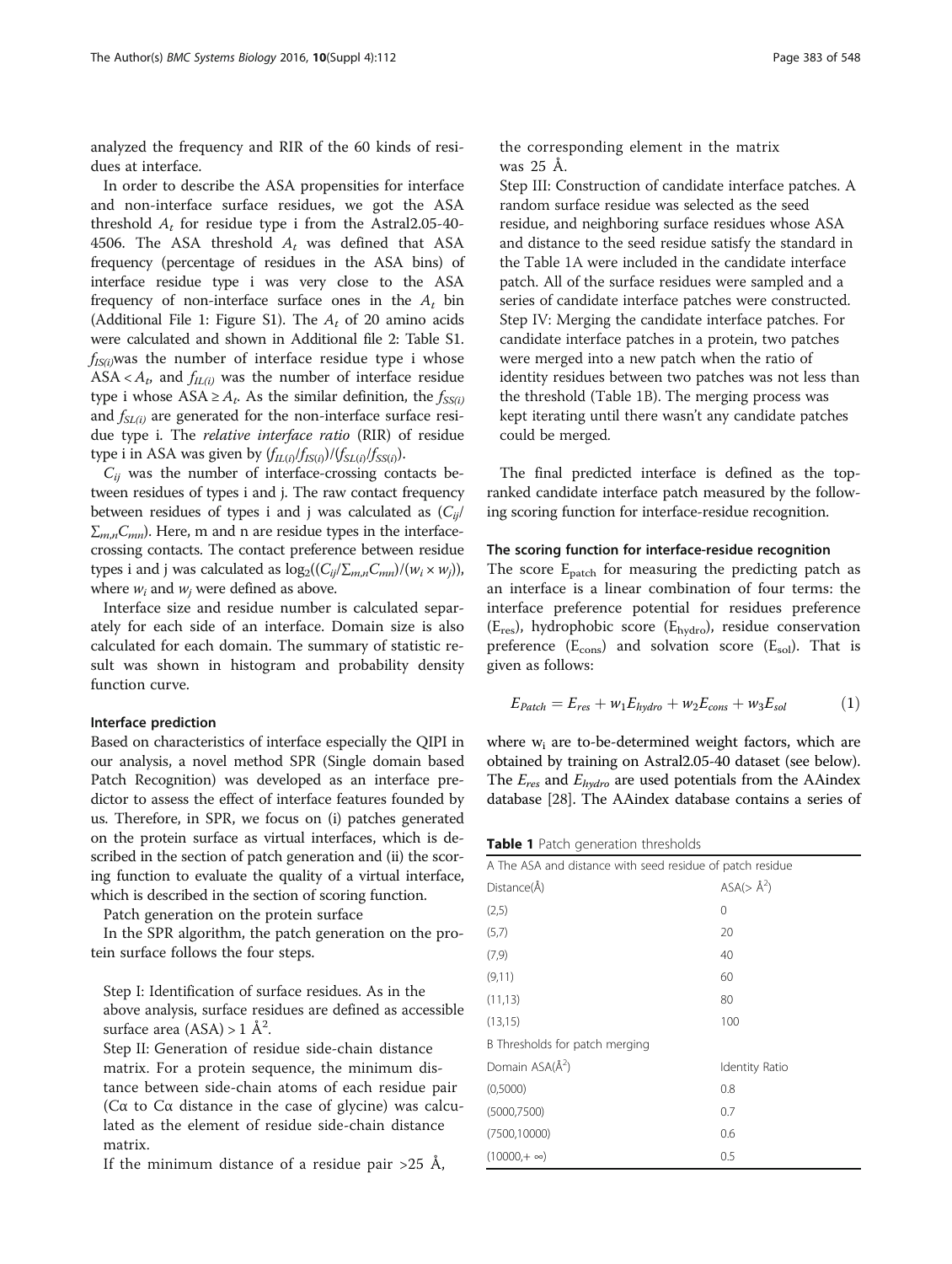analyzed the frequency and RIR of the 60 kinds of residues at interface.

In order to describe the ASA propensities for interface and non-interface surface residues, we got the ASA threshold $A_t$ for residue type i from the Astral2.05-40-4506. The ASA threshold $A_t$ was defined that ASA frequency (percentage of residues in the ASA bins) of interface residue type i was very close to the ASA frequency of non-interface surface ones in the $A_t$ bin (Additional File 1: Figure S1). The $A_t$ of 20 amino acids were calculated and shown in Additional file 2: Table S1. $f_{IS(i)}$was the number of interface residue type i whose ASA < $A_t$, and $f_{IL(i)}$ was the number of interface residue type i whose ASA ≥ $A_t$. As the similar definition, the $f_{SS(i)}$ and $f_{SL(i)}$ are generated for the non-interface surface residue type i. The *relative interface ratio* (RIR) of residue type i in ASA was given by $(f_{IL(i)}/f_{IS(i)})/(f_{SL(i)}/f_{SS(i)})$.

$C_{ij}$ was the number of interface-crossing contacts between residues of types i and j. The raw contact frequency between residues of types i and j was calculated as $(C_{ij}/\Sigma_{m,n}C_{mn})$. Here, m and n are residue types in the interface-crossing contacts. The contact preference between residue types i and j was calculated as $\log_2((C_{ij}/\Sigma_{m,n}C_{mn})/(w_i \times w_j))$, where $w_i$ and $w_j$ were defined as above.

Interface size and residue number is calculated separately for each side of an interface. Domain size is also calculated for each domain. The summary of statistic result was shown in histogram and probability density function curve.

#### Interface prediction

Based on characteristics of interface especially the QIPI in our analysis, a novel method SPR (Single domain based Patch Recognition) was developed as an interface predictor to assess the effect of interface features founded by us. Therefore, in SPR, we focus on (i) patches generated on the protein surface as virtual interfaces, which is described in the section of patch generation and (ii) the scoring function to evaluate the quality of a virtual interface, which is described in the section of scoring function.

Patch generation on the protein surface

In the SPR algorithm, the patch generation on the protein surface follows the four steps.

Step I: Identification of surface residues. As in the above analysis, surface residues are defined as accessible surface area (ASA) > 1 Å$^2$.

Step II: Generation of residue side-chain distance matrix. For a protein sequence, the minimum distance between side-chain atoms of each residue pair (Cα to Cα distance in the case of glycine) was calculated as the element of residue side-chain distance matrix.

If the minimum distance of a residue pair >25 Å, the corresponding element in the matrix was 25 Å.

Step III: Construction of candidate interface patches. A random surface residue was selected as the seed residue, and neighboring surface residues whose ASA and distance to the seed residue satisfy the standard in the Table 1A were included in the candidate interface patch. All of the surface residues were sampled and a series of candidate interface patches were constructed.

Step IV: Merging the candidate interface patches. For candidate interface patches in a protein, two patches were merged into a new patch when the ratio of identity residues between two patches was not less than the threshold (Table 1B). The merging process was kept iterating until there wasn't any candidate patches could be merged.

The final predicted interface is defined as the top-ranked candidate interface patch measured by the following scoring function for interface-residue recognition.

#### The scoring function for interface-residue recognition

The score $E_{patch}$ for measuring the predicting patch as an interface is a linear combination of four terms: the interface preference potential for residues preference ($E_{res}$), hydrophobic score ($E_{hydro}$), residue conservation preference ($E_{cons}$) and solvation score ($E_{sol}$). That is given as follows:

$$E_{Patch} = E_{res} + w_1 E_{hydro} + w_2 E_{cons} + w_3 E_{sol} \tag{1}$$

where $w_i$ are to-be-determined weight factors, which are obtained by training on Astral2.05-40 dataset (see below). The $E_{res}$ and $E_{hydro}$ are used potentials from the AAindex database [28]. The AAindex database contains a series of

**Table 1** Patch generation thresholds

| A The ASA and distance with seed residue of patch residue | |
|---|---|
| Distance(Å) | ASA(> Å$^2$) |
| (2,5) | 0 |
| (5,7) | 20 |
| (7,9) | 40 |
| (9,11) | 60 |
| (11,13) | 80 |
| (13,15) | 100 |
| B Thresholds for patch merging | |
| Domain ASA(Å$^2$) | Identity Ratio |
| (0,5000) | 0.8 |
| (5000,7500) | 0.7 |
| (7500,10000) | 0.6 |
| (10000,+ ∞) | 0.5 |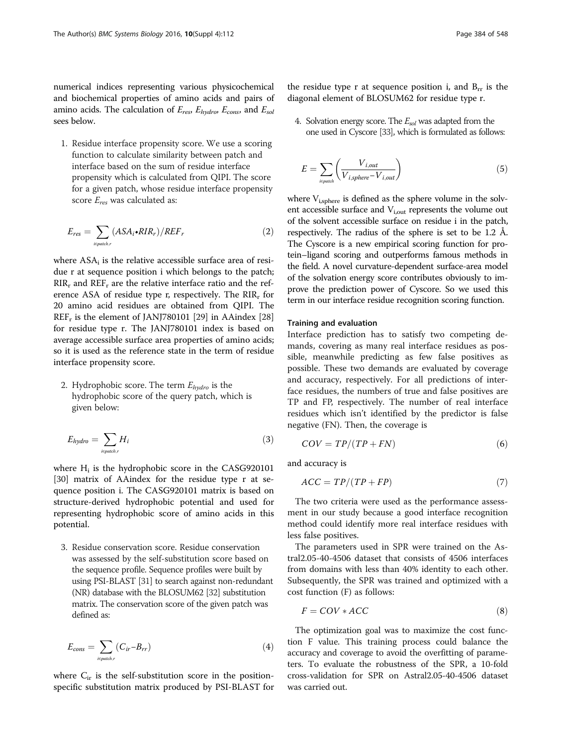numerical indices representing various physicochemical and biochemical properties of amino acids and pairs of amino acids. The calculation of $E_{res}$, $E_{hydro}$, $E_{cons}$, and $E_{sol}$ sees below.

1. Residue interface propensity score. We use a scoring function to calculate similarity between patch and interface based on the sum of residue interface propensity which is calculated from QIPI. The score for a given patch, whose residue interface propensity score $E_{res}$ was calculated as:

$$E_{res} = \sum_{i \in patch, r} (ASA_i \bullet RIR_r)/REF_r \tag{2}$$

where $ASA_i$ is the relative accessible surface area of residue r at sequence position i which belongs to the patch; $RIR_r$ and $REF_r$ are the relative interface ratio and the reference ASA of residue type r, respectively. The $RIR_r$ for 20 amino acid residues are obtained from QIPI. The $REF_r$ is the element of JANJ780101 [29] in AAindex [28] for residue type r. The JANJ780101 index is based on average accessible surface area properties of amino acids; so it is used as the reference state in the term of residue interface propensity score.

2. Hydrophobic score. The term $E_{hydro}$ is the hydrophobic score of the query patch, which is given below:

$$E_{hydro} = \sum_{i \in patch, r} H_i \tag{3}$$

where $H_i$ is the hydrophobic score in the CASG920101 [30] matrix of AAindex for the residue type r at sequence position i. The CASG920101 matrix is based on structure-derived hydrophobic potential and used for representing hydrophobic score of amino acids in this potential.

3. Residue conservation score. Residue conservation was assessed by the self-substitution score based on the sequence profile. Sequence profiles were built by using PSI-BLAST [31] to search against non-redundant (NR) database with the BLOSUM62 [32] substitution matrix. The conservation score of the given patch was defined as:

$$E_{cons} = \sum_{i \in patch, r} (C_{ir} - B_{rr}) \tag{4}$$

where $C_{ir}$ is the self-substitution score in the position-specific substitution matrix produced by PSI-BLAST for the residue type r at sequence position i, and $B_{rr}$ is the diagonal element of BLOSUM62 for residue type r.

4. Solvation energy score. The $E_{sol}$ was adapted from the one used in Cyscore [33], which is formulated as follows:

$$E = \sum_{i \in patch} \left( \frac{V_{i,out}}{V_{i,sphere} - V_{i,out}} \right) \tag{5}$$

where $V_{i,sphere}$ is defined as the sphere volume in the solvent accessible surface and $V_{i,out}$ represents the volume out of the solvent accessible surface on residue i in the patch, respectively. The radius of the sphere is set to be 1.2 Å. The Cyscore is a new empirical scoring function for protein–ligand scoring and outperforms famous methods in the field. A novel curvature-dependent surface-area model of the solvation energy score contributes obviously to improve the prediction power of Cyscore. So we used this term in our interface residue recognition scoring function.

### Training and evaluation

Interface prediction has to satisfy two competing demands, covering as many real interface residues as possible, meanwhile predicting as few false positives as possible. These two demands are evaluated by coverage and accuracy, respectively. For all predictions of interface residues, the numbers of true and false positives are TP and FP, respectively. The number of real interface residues which isn't identified by the predictor is false negative (FN). Then, the coverage is

$$COV = TP/(TP + FN) \tag{6}$$

and accuracy is

$$ACC = TP/(TP + FP) \tag{7}$$

The two criteria were used as the performance assessment in our study because a good interface recognition method could identify more real interface residues with less false positives.

The parameters used in SPR were trained on the Astral2.05-40-4506 dataset that consists of 4506 interfaces from domains with less than 40% identity to each other. Subsequently, the SPR was trained and optimized with a cost function (F) as follows:

$$F = COV * ACC \tag{8}$$

The optimization goal was to maximize the cost function F value. This training process could balance the accuracy and coverage to avoid the overfitting of parameters. To evaluate the robustness of the SPR, a 10-fold cross-validation for SPR on Astral2.05-40-4506 dataset was carried out.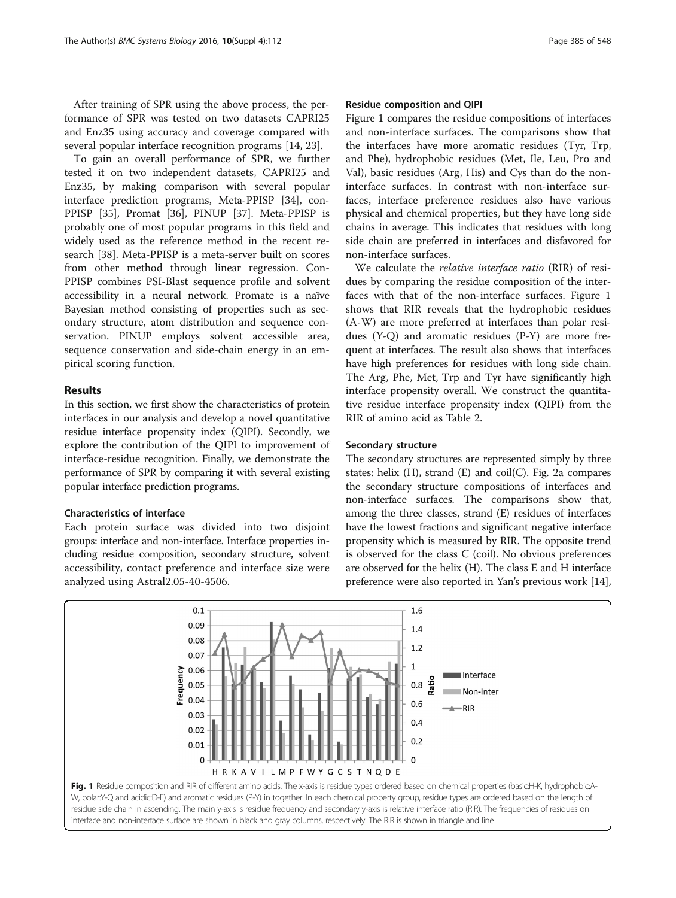After training of SPR using the above process, the performance of SPR was tested on two datasets CAPRI25 and Enz35 using accuracy and coverage compared with several popular interface recognition programs [14, 23].

To gain an overall performance of SPR, we further tested it on two independent datasets, CAPRI25 and Enz35, by making comparison with several popular interface prediction programs, Meta-PPISP [34], cons-PPISP [35], Promat [36], PINUP [37]. Meta-PPISP is probably one of most popular programs in this field and widely used as the reference method in the recent research [38]. Meta-PPISP is a meta-server built on scores from other method through linear regression. Con-PPISP combines PSI-Blast sequence profile and solvent accessibility in a neural network. Promate is a naïve Bayesian method consisting of properties such as secondary structure, atom distribution and sequence conservation. PINUP employs solvent accessible area, sequence conservation and side-chain energy in an empirical scoring function.

## Results

In this section, we first show the characteristics of protein interfaces in our analysis and develop a novel quantitative residue interface propensity index (QIPI). Secondly, we explore the contribution of the QIPI to improvement of interface-residue recognition. Finally, we demonstrate the performance of SPR by comparing it with several existing popular interface prediction programs.

### Characteristics of interface

Each protein surface was divided into two disjoint groups: interface and non-interface. Interface properties including residue composition, secondary structure, solvent accessibility, contact preference and interface size were analyzed using Astral2.05-40-4506.

### Residue composition and QIPI

Figure 1 compares the residue compositions of interfaces and non-interface surfaces. The comparisons show that the interfaces have more aromatic residues (Tyr, Trp, and Phe), hydrophobic residues (Met, Ile, Leu, Pro and Val), basic residues (Arg, His) and Cys than do the non-interface surfaces. In contrast with non-interface surfaces, interface preference residues also have various physical and chemical properties, but they have long side chains in average. This indicates that residues with long side chain are preferred in interfaces and disfavored for non-interface surfaces.

We calculate the *relative interface ratio* (RIR) of residues by comparing the residue composition of the interfaces with that of the non-interface surfaces. Figure 1 shows that RIR reveals that the hydrophobic residues (A-W) are more preferred at interfaces than polar residues (Y-Q) and aromatic residues (P-Y) are more frequent at interfaces. The result also shows that interfaces have high preferences for residues with long side chain. The Arg, Phe, Met, Trp and Tyr have significantly high interface propensity overall. We construct the quantitative residue interface propensity index (QIPI) from the RIR of amino acid as Table 2.

### Secondary structure

The secondary structures are represented simply by three states: helix (H), strand (E) and coil(C). Fig. 2a compares the secondary structure compositions of interfaces and non-interface surfaces. The comparisons show that, among the three classes, strand (E) residues of interfaces have the lowest fractions and significant negative interface propensity which is measured by RIR. The opposite trend is observed for the class C (coil). No obvious preferences are observed for the helix (H). The class E and H interface preference were also reported in Yan's previous work [14],

Frequency
Ratio
Interface
Non-Inter
RIR
H R K A V I L M P F W Y G C S T N Q D E

**Fig. 1** Residue composition and RIR of different amino acids. The x-axis is residue types ordered based on chemical properties (basic:H-K, hydrophobic:A-W, polar:Y-Q and acidic:D-E) and aromatic residues (P-Y) in together. In each chemical property group, residue types are ordered based on the length of residue side chain in ascending. The main y-axis is residue frequency and secondary y-axis is relative interface ratio (RIR). The frequencies of residues on interface and non-interface surface are shown in black and gray columns, respectively. The RIR is shown in triangle and line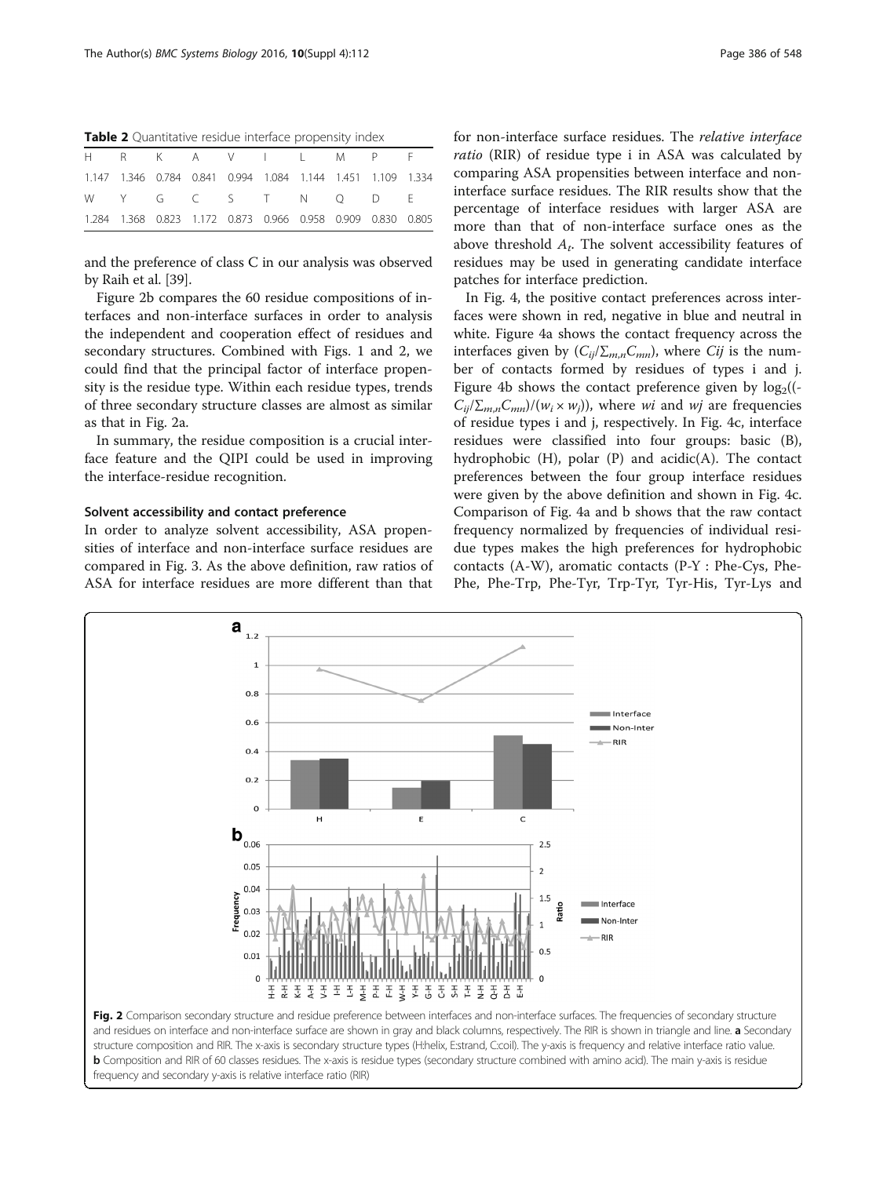**Table 2** Quantitative residue interface propensity index

| H | R | K | A | V | I | L | M | P | F |
|---|---|---|---|---|---|---|---|---|---|
| 1.147 | 1.346 | 0.784 | 0.841 | 0.994 | 1.084 | 1.144 | 1.451 | 1.109 | 1.334 |
| W | Y | G | C | S | T | N | Q | D | E |
| 1.284 | 1.368 | 0.823 | 1.172 | 0.873 | 0.966 | 0.958 | 0.909 | 0.830 | 0.805 |

and the preference of class C in our analysis was observed by Raih et al. [39].

Figure 2b compares the 60 residue compositions of interfaces and non-interface surfaces in order to analysis the independent and cooperation effect of residues and secondary structures. Combined with Figs. 1 and 2, we could find that the principal factor of interface propensity is the residue type. Within each residue types, trends of three secondary structure classes are almost as similar as that in Fig. 2a.

In summary, the residue composition is a crucial interface feature and the QIPI could be used in improving the interface-residue recognition.

### Solvent accessibility and contact preference

In order to analyze solvent accessibility, ASA propensities of interface and non-interface surface residues are compared in Fig. 3. As the above definition, raw ratios of ASA for interface residues are more different than that for non-interface surface residues. The *relative interface ratio* (RIR) of residue type i in ASA was calculated by comparing ASA propensities between interface and non-interface surface residues. The RIR results show that the percentage of interface residues with larger ASA are more than that of non-interface surface ones as the above threshold $A_t$. The solvent accessibility features of residues may be used in generating candidate interface patches for interface prediction.

In Fig. 4, the positive contact preferences across interfaces were shown in red, negative in blue and neutral in white. Figure 4a shows the contact frequency across the interfaces given by $(C_{ij}/\sum_{m,n}C_{mn})$, where *Cij* is the number of contacts formed by residues of types i and j. Figure 4b shows the contact preference given by $\log_2((C_{ij}/\sum_{m,n}C_{mn})/(w_i \times w_j))$, where *wi* and *wj* are frequencies of residue types i and j, respectively. In Fig. 4c, interface residues were classified into four groups: basic (B), hydrophobic (H), polar (P) and acidic(A). The contact preferences between the four group interface residues were given by the above definition and shown in Fig. 4c. Comparison of Fig. 4a and b shows that the raw contact frequency normalized by frequencies of individual residue types makes the high preferences for hydrophobic contacts (A-W), aromatic contacts (P-Y : Phe-Cys, Phe-Phe, Phe-Trp, Phe-Tyr, Trp-Tyr, Tyr-His, Tyr-Lys and

**Fig. 2** Comparison secondary structure and residue preference between interfaces and non-interface surfaces. The frequencies of secondary structure and residues on interface and non-interface surface are shown in gray and black columns, respectively. The RIR is shown in triangle and line. **a** Secondary structure composition and RIR. The x-axis is secondary structure types (H:helix, E:strand, C:coil). The y-axis is frequency and relative interface ratio value. **b** Composition and RIR of 60 classes residues. The x-axis is residue types (secondary structure combined with amino acid). The main y-axis is residue frequency and secondary y-axis is relative interface ratio (RIR)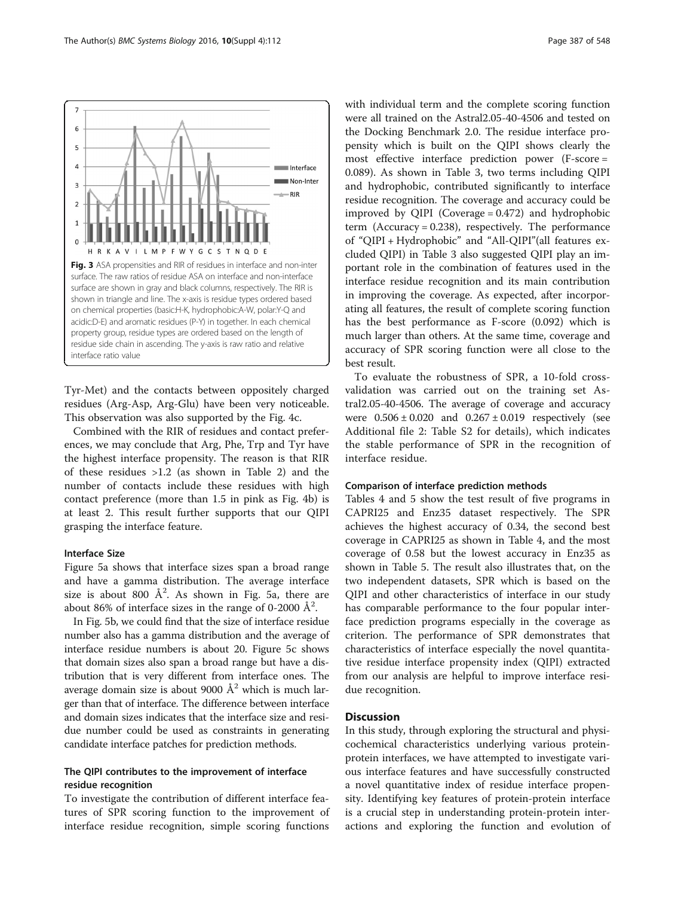Fig. 3 ASA propensities and RIR of residues in interface and non-inter surface. The raw ratios of residue ASA on interface and non-interface surface are shown in gray and black columns, respectively. The RIR is shown in triangle and line. The x-axis is residue types ordered based on chemical properties (basic:H-K, hydrophobic:A-W, polar:Y-Q and acidic:D-E) and aromatic residues (P-Y) in together. In each chemical property group, residue types are ordered based on the length of residue side chain in ascending. The y-axis is raw ratio and relative interface ratio value

Tyr-Met) and the contacts between oppositely charged residues (Arg-Asp, Arg-Glu) have been very noticeable. This observation was also supported by the Fig. 4c.

Combined with the RIR of residues and contact preferences, we may conclude that Arg, Phe, Trp and Tyr have the highest interface propensity. The reason is that RIR of these residues >1.2 (as shown in Table 2) and the number of contacts include these residues with high contact preference (more than 1.5 in pink as Fig. 4b) is at least 2. This result further supports that our QIPI grasping the interface feature.

#### Interface Size

Figure 5a shows that interface sizes span a broad range and have a gamma distribution. The average interface size is about 800 Å$^2$. As shown in Fig. 5a, there are about 86% of interface sizes in the range of 0-2000 Å$^2$.

In Fig. 5b, we could find that the size of interface residue number also has a gamma distribution and the average of interface residue numbers is about 20. Figure 5c shows that domain sizes also span a broad range but have a distribution that is very different from interface ones. The average domain size is about 9000 Å$^2$ which is much larger than that of interface. The difference between interface and domain sizes indicates that the interface size and residue number could be used as constraints in generating candidate interface patches for prediction methods.

### The QIPI contributes to the improvement of interface residue recognition

To investigate the contribution of different interface features of SPR scoring function to the improvement of interface residue recognition, simple scoring functions with individual term and the complete scoring function were all trained on the Astral2.05-40-4506 and tested on the Docking Benchmark 2.0. The residue interface propensity which is built on the QIPI shows clearly the most effective interface prediction power (F-score = 0.089). As shown in Table 3, two terms including QIPI and hydrophobic, contributed significantly to interface residue recognition. The coverage and accuracy could be improved by QIPI (Coverage = 0.472) and hydrophobic term (Accuracy = 0.238), respectively. The performance of "QIPI + Hydrophobic" and "All-QIPI"(all features excluded QIPI) in Table 3 also suggested QIPI play an important role in the combination of features used in the interface residue recognition and its main contribution in improving the coverage. As expected, after incorporating all features, the result of complete scoring function has the best performance as F-score (0.092) which is much larger than others. At the same time, coverage and accuracy of SPR scoring function were all close to the best result.

To evaluate the robustness of SPR, a 10-fold cross-validation was carried out on the training set Astral2.05-40-4506. The average of coverage and accuracy were $0.506 \pm 0.020$ and $0.267 \pm 0.019$ respectively (see Additional file 2: Table S2 for details), which indicates the stable performance of SPR in the recognition of interface residue.

#### Comparison of interface prediction methods

Tables 4 and 5 show the test result of five programs in CAPRI25 and Enz35 dataset respectively. The SPR achieves the highest accuracy of 0.34, the second best coverage in CAPRI25 as shown in Table 4, and the most coverage of 0.58 but the lowest accuracy in Enz35 as shown in Table 5. The result also illustrates that, on the two independent datasets, SPR which is based on the QIPI and other characteristics of interface in our study has comparable performance to the four popular interface prediction programs especially in the coverage as criterion. The performance of SPR demonstrates that characteristics of interface especially the novel quantitative residue interface propensity index (QIPI) extracted from our analysis are helpful to improve interface residue recognition.

## Discussion

In this study, through exploring the structural and physicochemical characteristics underlying various protein-protein interfaces, we have attempted to investigate various interface features and have successfully constructed a novel quantitative index of residue interface propensity. Identifying key features of protein-protein interface is a crucial step in understanding protein-protein interactions and exploring the function and evolution of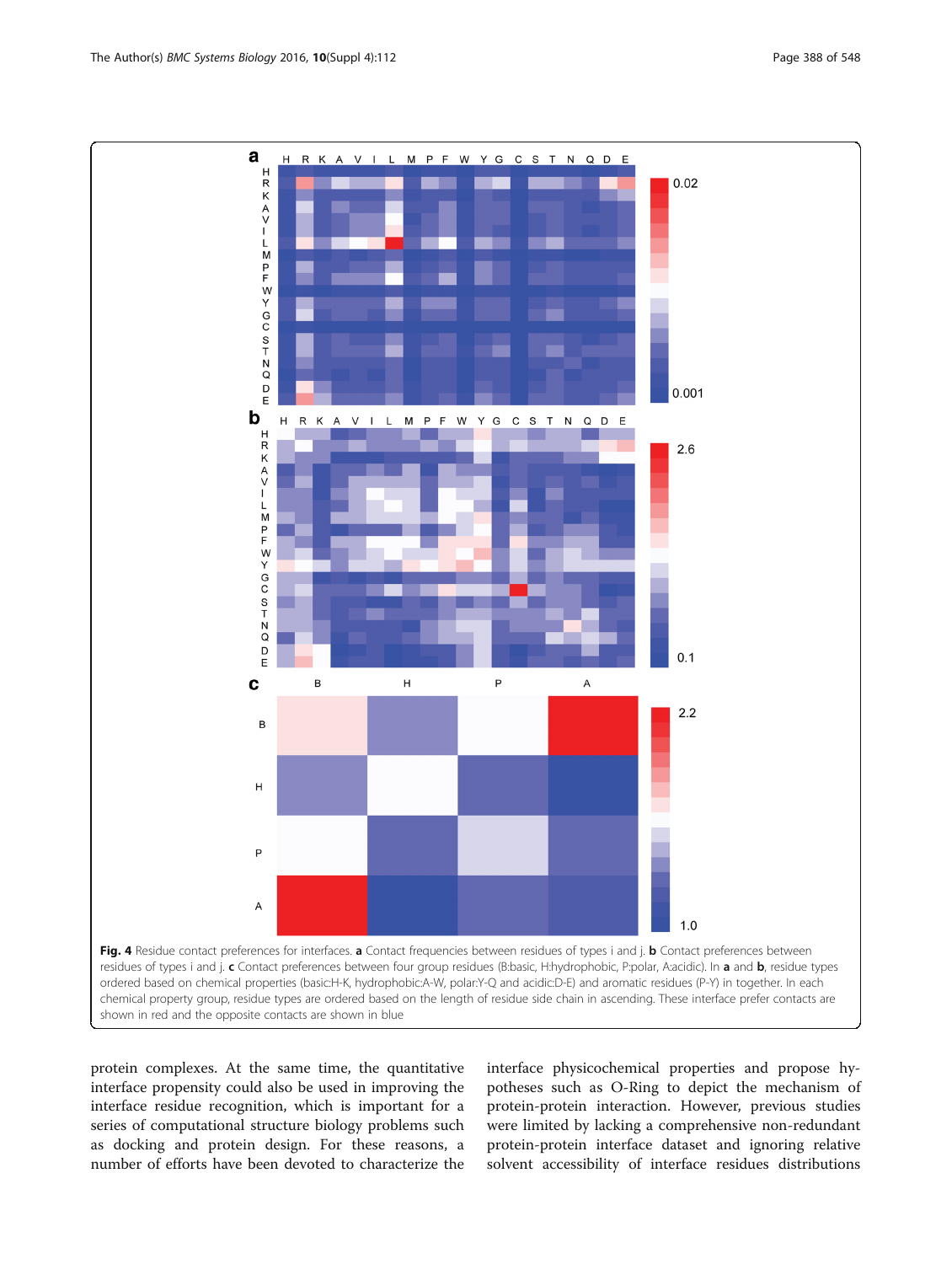**Fig. 4** Residue contact preferences for interfaces. **a** Contact frequencies between residues of types i and j. **b** Contact preferences between residues of types i and j. **c** Contact preferences between four group residues (B:basic, H:hydrophobic, P:polar, A:acidic). In **a** and **b**, residue types ordered based on chemical properties (basic:H-K, hydrophobic:A-W, polar:Y-Q and acidic:D-E) and aromatic residues (P-Y) in together. In each chemical property group, residue types are ordered based on the length of residue side chain in ascending. These interface prefer contacts are shown in red and the opposite contacts are shown in blue

protein complexes. At the same time, the quantitative interface propensity could also be used in improving the interface residue recognition, which is important for a series of computational structure biology problems such as docking and protein design. For these reasons, a number of efforts have been devoted to characterize the interface physicochemical properties and propose hypotheses such as O-Ring to depict the mechanism of protein-protein interaction. However, previous studies were limited by lacking a comprehensive non-redundant protein-protein interface dataset and ignoring relative solvent accessibility of interface residues distributions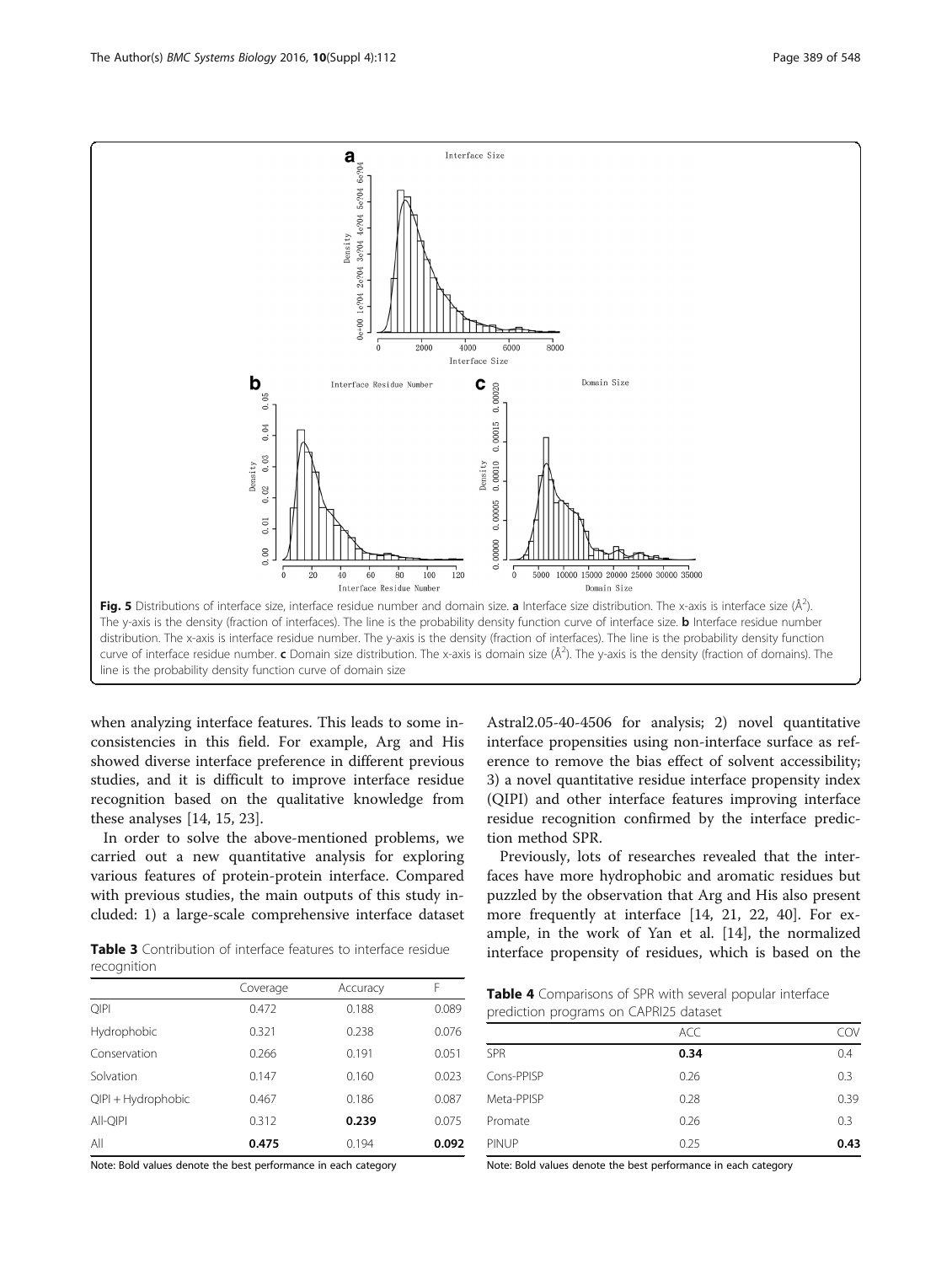Fig. 5 Distributions of interface size, interface residue number and domain size. **a** Interface size distribution. The x-axis is interface size (Å[2]). The y-axis is the density (fraction of interfaces). The line is the probability density function curve of interface size. **b** Interface residue number distribution. The x-axis is interface residue number. The y-axis is the density (fraction of interfaces). The line is the probability density function curve of interface residue number. **c** Domain size distribution. The x-axis is domain size (Å[2]). The y-axis is the density (fraction of domains). The line is the probability density function curve of domain size

when analyzing interface features. This leads to some inconsistencies in this field. For example, Arg and His showed diverse interface preference in different previous studies, and it is difficult to improve interface residue recognition based on the qualitative knowledge from these analyses [14, 15, 23].

In order to solve the above-mentioned problems, we carried out a new quantitative analysis for exploring various features of protein-protein interface. Compared with previous studies, the main outputs of this study included: 1) a large-scale comprehensive interface dataset Astral2.05-40-4506 for analysis; 2) novel quantitative interface propensities using non-interface surface as reference to remove the bias effect of solvent accessibility; 3) a novel quantitative residue interface propensity index (QIPI) and other interface features improving interface residue recognition confirmed by the interface prediction method SPR.

Previously, lots of researches revealed that the interfaces have more hydrophobic and aromatic residues but puzzled by the observation that Arg and His also present more frequently at interface [14, 21, 22, 40]. For example, in the work of Yan et al. [14], the normalized interface propensity of residues, which is based on the

**Table 3** Contribution of interface features to interface residue recognition

| | Coverage | Accuracy | F |
|---|---|---|---|
| QIPI | 0.472 | 0.188 | 0.089 |
| Hydrophobic | 0.321 | 0.238 | 0.076 |
| Conservation | 0.266 | 0.191 | 0.051 |
| Solvation | 0.147 | 0.160 | 0.023 |
| QIPI + Hydrophobic | 0.467 | 0.186 | 0.087 |
| All-QIPI | 0.312 | **0.239** | 0.075 |
| All | **0.475** | 0.194 | **0.092** |

Note: Bold values denote the best performance in each category

**Table 4** Comparisons of SPR with several popular interface prediction programs on CAPRI25 dataset

| | ACC | COV |
|---|---|---|
| SPR | **0.34** | 0.4 |
| Cons-PPISP | 0.26 | 0.3 |
| Meta-PPISP | 0.28 | 0.39 |
| Promate | 0.26 | 0.3 |
| PINUP | 0.25 | **0.43** |

Note: Bold values denote the best performance in each category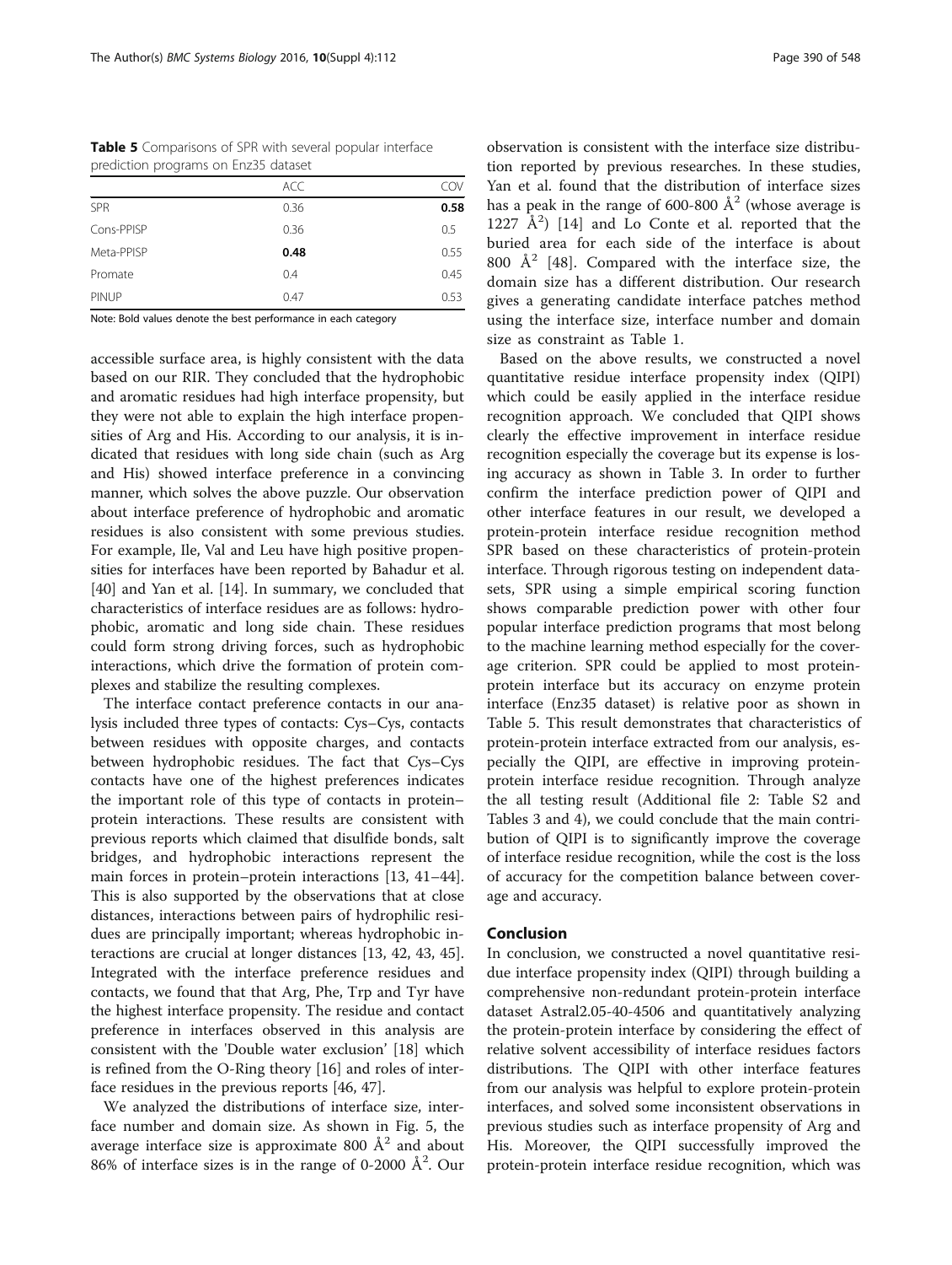**Table 5** Comparisons of SPR with several popular interface prediction programs on Enz35 dataset

| | ACC | COV |
|---|---|---|
| SPR | 0.36 | **0.58** |
| Cons-PPISP | 0.36 | 0.5 |
| Meta-PPISP | **0.48** | 0.55 |
| Promate | 0.4 | 0.45 |
| PINUP | 0.47 | 0.53 |

Note: Bold values denote the best performance in each category

accessible surface area, is highly consistent with the data based on our RIR. They concluded that the hydrophobic and aromatic residues had high interface propensity, but they were not able to explain the high interface propensities of Arg and His. According to our analysis, it is indicated that residues with long side chain (such as Arg and His) showed interface preference in a convincing manner, which solves the above puzzle. Our observation about interface preference of hydrophobic and aromatic residues is also consistent with some previous studies. For example, Ile, Val and Leu have high positive propensities for interfaces have been reported by Bahadur et al. [40] and Yan et al. [14]. In summary, we concluded that characteristics of interface residues are as follows: hydrophobic, aromatic and long side chain. These residues could form strong driving forces, such as hydrophobic interactions, which drive the formation of protein complexes and stabilize the resulting complexes.

The interface contact preference contacts in our analysis included three types of contacts: Cys–Cys, contacts between residues with opposite charges, and contacts between hydrophobic residues. The fact that Cys–Cys contacts have one of the highest preferences indicates the important role of this type of contacts in protein–protein interactions. These results are consistent with previous reports which claimed that disulfide bonds, salt bridges, and hydrophobic interactions represent the main forces in protein–protein interactions [13, 41–44]. This is also supported by the observations that at close distances, interactions between pairs of hydrophilic residues are principally important; whereas hydrophobic interactions are crucial at longer distances [13, 42, 43, 45]. Integrated with the interface preference residues and contacts, we found that that Arg, Phe, Trp and Tyr have the highest interface propensity. The residue and contact preference in interfaces observed in this analysis are consistent with the 'Double water exclusion' [18] which is refined from the O-Ring theory [16] and roles of interface residues in the previous reports [46, 47].

We analyzed the distributions of interface size, interface number and domain size. As shown in Fig. 5, the average interface size is approximate 800 $Å^2$ and about 86% of interface sizes is in the range of 0-2000 $Å^2$. Our observation is consistent with the interface size distribution reported by previous researches. In these studies, Yan et al. found that the distribution of interface sizes has a peak in the range of 600-800 $Å^2$ (whose average is 1227 $Å^2$) [14] and Lo Conte et al. reported that the buried area for each side of the interface is about 800 $Å^2$ [48]. Compared with the interface size, the domain size has a different distribution. Our research gives a generating candidate interface patches method using the interface size, interface number and domain size as constraint as Table 1.

Based on the above results, we constructed a novel quantitative residue interface propensity index (QIPI) which could be easily applied in the interface residue recognition approach. We concluded that QIPI shows clearly the effective improvement in interface residue recognition especially the coverage but its expense is losing accuracy as shown in Table 3. In order to further confirm the interface prediction power of QIPI and other interface features in our result, we developed a protein-protein interface residue recognition method SPR based on these characteristics of protein-protein interface. Through rigorous testing on independent datasets, SPR using a simple empirical scoring function shows comparable prediction power with other four popular interface prediction programs that most belong to the machine learning method especially for the coverage criterion. SPR could be applied to most protein-protein interface but its accuracy on enzyme protein interface (Enz35 dataset) is relative poor as shown in Table 5. This result demonstrates that characteristics of protein-protein interface extracted from our analysis, especially the QIPI, are effective in improving protein-protein interface residue recognition. Through analyze the all testing result (Additional file 2: Table S2 and Tables 3 and 4), we could conclude that the main contribution of QIPI is to significantly improve the coverage of interface residue recognition, while the cost is the loss of accuracy for the competition balance between coverage and accuracy.

## Conclusion

In conclusion, we constructed a novel quantitative residue interface propensity index (QIPI) through building a comprehensive non-redundant protein-protein interface dataset Astral2.05-40-4506 and quantitatively analyzing the protein-protein interface by considering the effect of relative solvent accessibility of interface residues factors distributions. The QIPI with other interface features from our analysis was helpful to explore protein-protein interfaces, and solved some inconsistent observations in previous studies such as interface propensity of Arg and His. Moreover, the QIPI successfully improved the protein-protein interface residue recognition, which was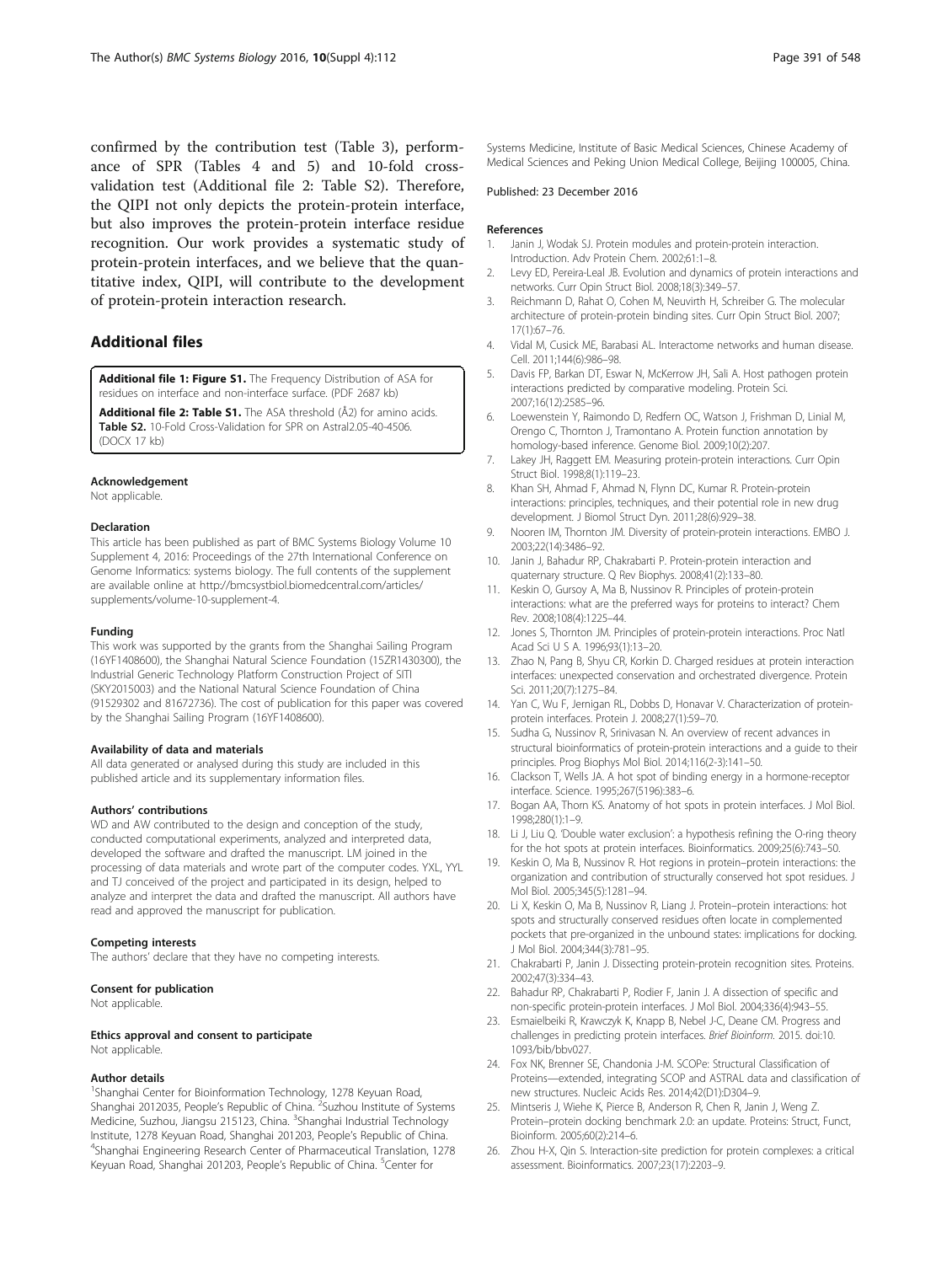confirmed by the contribution test (Table 3), performance of SPR (Tables 4 and 5) and 10-fold cross-validation test (Additional file 2: Table S2). Therefore, the QIPI not only depicts the protein-protein interface, but also improves the protein-protein interface residue recognition. Our work provides a systematic study of protein-protein interfaces, and we believe that the quantitative index, QIPI, will contribute to the development of protein-protein interaction research.

## Additional files

**Additional file 1: Figure S1.** The Frequency Distribution of ASA for residues on interface and non-interface surface. (PDF 2687 kb)

**Additional file 2: Table S1.** The ASA threshold (Å2) for amino acids. **Table S2.** 10-Fold Cross-Validation for SPR on Astral2.05-40-4506. (DOCX 17 kb)

#### Acknowledgement

Not applicable.

#### Declaration

This article has been published as part of BMC Systems Biology Volume 10 Supplement 4, 2016: Proceedings of the 27th International Conference on Genome Informatics: systems biology. The full contents of the supplement are available online at http://bmcsystbiol.biomedcentral.com/articles/supplements/volume-10-supplement-4.

#### Funding

This work was supported by the grants from the Shanghai Sailing Program (16YF1408600), the Shanghai Natural Science Foundation (15ZR1430300), the Industrial Generic Technology Platform Construction Project of SITI (SKY2015003) and the National Natural Science Foundation of China (91529302 and 81672736). The cost of publication for this paper was covered by the Shanghai Sailing Program (16YF1408600).

#### Availability of data and materials

All data generated or analysed during this study are included in this published article and its supplementary information files.

#### Authors' contributions

WD and AW contributed to the design and conception of the study, conducted computational experiments, analyzed and interpreted the data, developed the software and drafted the manuscript. LM joined in the processing of data materials and wrote part of the computer codes. YXL, YYL and TJ conceived of the project and participated in its design, helped to analyze and interpret the data and drafted the manuscript. All authors have read and approved the manuscript for publication.

#### Competing interests

The authors' declare that they have no competing interests.

#### Consent for publication

Not applicable.

#### Ethics approval and consent to participate

Not applicable.

#### Author details

[1]Shanghai Center for Bioinformation Technology, 1278 Keyuan Road, Shanghai 2012035, People's Republic of China. [2]Suzhou Institute of Systems Medicine, Suzhou, Jiangsu 215123, China. [3]Shanghai Industrial Technology Institute, 1278 Keyuan Road, Shanghai 201203, People's Republic of China. [4]Shanghai Engineering Research Center of Pharmaceutical Translation, 1278 Keyuan Road, Shanghai 201203, People's Republic of China. [5]Center for Systems Medicine, Institute of Basic Medical Sciences, Chinese Academy of Medical Sciences and Peking Union Medical College, Beijing 100005, China.

Published: 23 December 2016

#### References

1. Janin J, Wodak SJ. Protein modules and protein-protein interaction. Introduction. Adv Protein Chem. 2002;61:1–8.
2. Levy ED, Pereira-Leal JB. Evolution and dynamics of protein interactions and networks. Curr Opin Struct Biol. 2008;18(3):349–57.
3. Reichmann D, Rahat O, Cohen M, Neuvirth H, Schreiber G. The molecular architecture of protein-protein binding sites. Curr Opin Struct Biol. 2007;17(1):67–76.
4. Vidal M, Cusick ME, Barabasi AL. Interactome networks and human disease. Cell. 2011;144(6):986–98.
5. Davis FP, Barkan DT, Eswar N, McKerrow JH, Sali A. Host pathogen protein interactions predicted by comparative modeling. Protein Sci. 2007;16(12):2585–96.
6. Loewenstein Y, Raimondo D, Redfern OC, Watson J, Frishman D, Linial M, Orengo C, Thornton J, Tramontano A. Protein function annotation by homology-based inference. Genome Biol. 2009;10(2):207.
7. Lakey JH, Raggett EM. Measuring protein-protein interactions. Curr Opin Struct Biol. 1998;8(1):119–23.
8. Khan SH, Ahmad F, Ahmad N, Flynn DC, Kumar R. Protein-protein interactions: principles, techniques, and their potential role in new drug development. J Biomol Struct Dyn. 2011;28(6):929–38.
9. Nooren IM, Thornton JM. Diversity of protein-protein interactions. EMBO J. 2003;22(14):3486–92.
10. Janin J, Bahadur RP, Chakrabarti P. Protein-protein interaction and quaternary structure. Q Rev Biophys. 2008;41(2):133–80.
11. Keskin O, Gursoy A, Ma B, Nussinov R. Principles of protein-protein interactions: what are the preferred ways for proteins to interact? Chem Rev. 2008;108(4):1225–44.
12. Jones S, Thornton JM. Principles of protein-protein interactions. Proc Natl Acad Sci U S A. 1996;93(1):13–20.
13. Zhao N, Pang B, Shyu CR, Korkin D. Charged residues at protein interaction interfaces: unexpected conservation and orchestrated divergence. Protein Sci. 2011;20(7):1275–84.
14. Yan C, Wu F, Jernigan RL, Dobbs D, Honavar V. Characterization of protein-protein interfaces. Protein J. 2008;27(1):59–70.
15. Sudha G, Nussinov R, Srinivasan N. An overview of recent advances in structural bioinformatics of protein-protein interactions and a guide to their principles. Prog Biophys Mol Biol. 2014;116(2-3):141–50.
16. Clackson T, Wells JA. A hot spot of binding energy in a hormone-receptor interface. Science. 1995;267(5196):383–6.
17. Bogan AA, Thorn KS. Anatomy of hot spots in protein interfaces. J Mol Biol. 1998;280(1):1–9.
18. Li J, Liu Q. 'Double water exclusion': a hypothesis refining the O-ring theory for the hot spots at protein interfaces. Bioinformatics. 2009;25(6):743–50.
19. Keskin O, Ma B, Nussinov R. Hot regions in protein–protein interactions: the organization and contribution of structurally conserved hot spot residues. J Mol Biol. 2005;345(5):1281–94.
20. Li X, Keskin O, Ma B, Nussinov R, Liang J. Protein–protein interactions: hot spots and structurally conserved residues often locate in complemented pockets that pre-organized in the unbound states: implications for docking. J Mol Biol. 2004;344(3):781–95.
21. Chakrabarti P, Janin J. Dissecting protein-protein recognition sites. Proteins. 2002;47(3):334–43.
22. Bahadur RP, Chakrabarti P, Rodier F, Janin J. A dissection of specific and non-specific protein-protein interfaces. J Mol Biol. 2004;336(4):943–55.
23. Esmaielbeiki R, Krawczyk K, Knapp B, Nebel J-C, Deane CM. Progress and challenges in predicting protein interfaces. *Brief Bioinform*. 2015. doi:10.1093/bib/bbv027.
24. Fox NK, Brenner SE, Chandonia J-M. SCOPe: Structural Classification of Proteins—extended, integrating SCOP and ASTRAL data and classification of new structures. Nucleic Acids Res. 2014;42(D1):D304–9.
25. Mintseris J, Wiehe K, Pierce B, Anderson R, Chen R, Janin J, Weng Z. Protein–protein docking benchmark 2.0: an update. Proteins: Struct, Funct, Bioinform. 2005;60(2):214–6.
26. Zhou H-X, Qin S. Interaction-site prediction for protein complexes: a critical assessment. Bioinformatics. 2007;23(17):2203–9.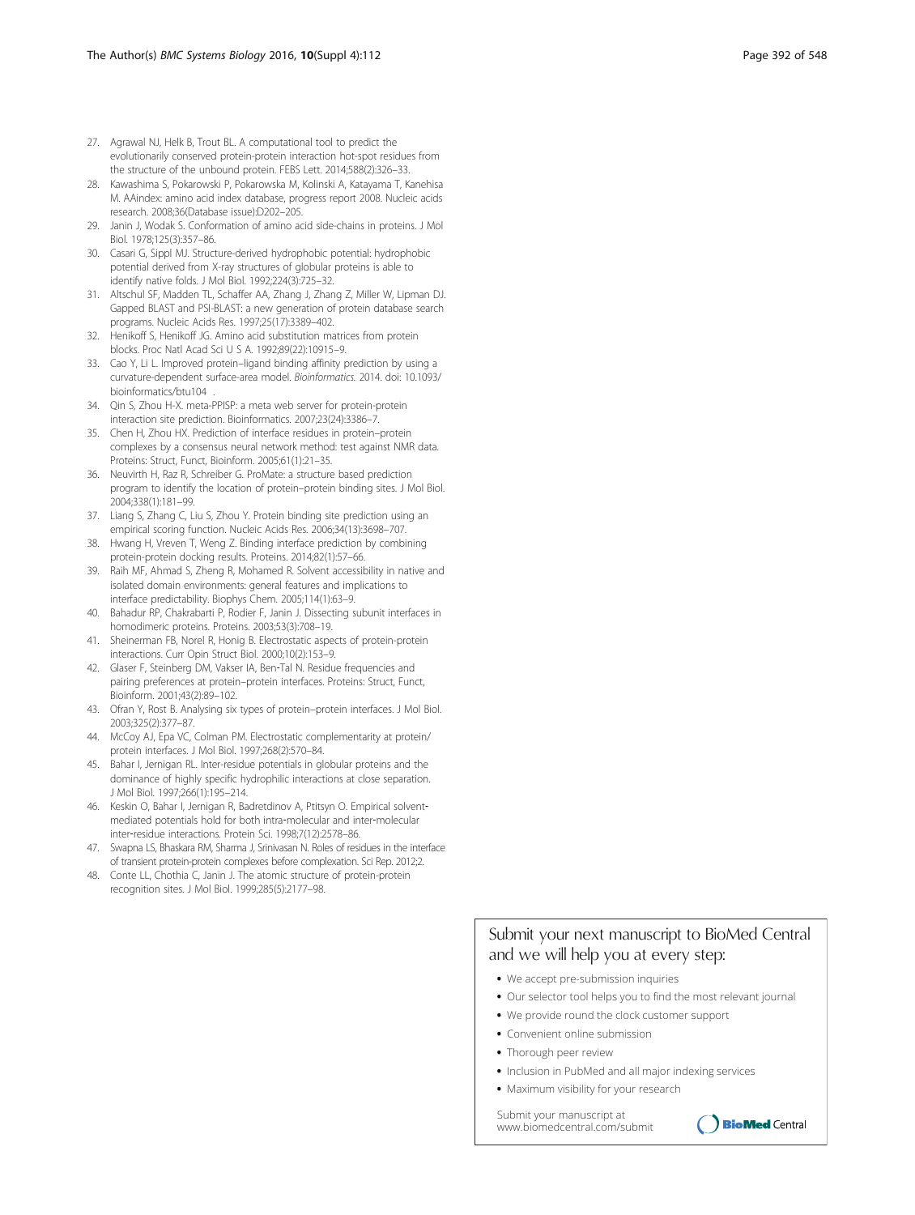27. Agrawal NJ, Helk B, Trout BL. A computational tool to predict the evolutionarily conserved protein-protein interaction hot-spot residues from the structure of the unbound protein. FEBS Lett. 2014;588(2):326–33.
28. Kawashima S, Pokarowski P, Pokarowska M, Kolinski A, Katayama T, Kanehisa M. AAindex: amino acid index database, progress report 2008. Nucleic acids research. 2008;36(Database issue):D202–205.
29. Janin J, Wodak S. Conformation of amino acid side-chains in proteins. J Mol Biol. 1978;125(3):357–86.
30. Casari G, Sippl MJ. Structure-derived hydrophobic potential: hydrophobic potential derived from X-ray structures of globular proteins is able to identify native folds. J Mol Biol. 1992;224(3):725–32.
31. Altschul SF, Madden TL, Schaffer AA, Zhang J, Zhang Z, Miller W, Lipman DJ. Gapped BLAST and PSI-BLAST: a new generation of protein database search programs. Nucleic Acids Res. 1997;25(17):3389–402.
32. Henikoff S, Henikoff JG. Amino acid substitution matrices from protein blocks. Proc Natl Acad Sci U S A. 1992;89(22):10915–9.
33. Cao Y, Li L. Improved protein–ligand binding affinity prediction by using a curvature-dependent surface-area model. *Bioinformatics.* 2014. doi: 10.1093/bioinformatics/btu104 .
34. Qin S, Zhou H-X. meta-PPISP: a meta web server for protein-protein interaction site prediction. Bioinformatics. 2007;23(24):3386–7.
35. Chen H, Zhou HX. Prediction of interface residues in protein–protein complexes by a consensus neural network method: test against NMR data. Proteins: Struct, Funct, Bioinform. 2005;61(1):21–35.
36. Neuvirth H, Raz R, Schreiber G. ProMate: a structure based prediction program to identify the location of protein–protein binding sites. J Mol Biol. 2004;338(1):181–99.
37. Liang S, Zhang C, Liu S, Zhou Y. Protein binding site prediction using an empirical scoring function. Nucleic Acids Res. 2006;34(13):3698–707.
38. Hwang H, Vreven T, Weng Z. Binding interface prediction by combining protein-protein docking results. Proteins. 2014;82(1):57–66.
39. Raih MF, Ahmad S, Zheng R, Mohamed R. Solvent accessibility in native and isolated domain environments: general features and implications to interface predictability. Biophys Chem. 2005;114(1):63–9.
40. Bahadur RP, Chakrabarti P, Rodier F, Janin J. Dissecting subunit interfaces in homodimeric proteins. Proteins. 2003;53(3):708–19.
41. Sheinerman FB, Norel R, Honig B. Electrostatic aspects of protein-protein interactions. Curr Opin Struct Biol. 2000;10(2):153–9.
42. Glaser F, Steinberg DM, Vakser IA, Ben-Tal N. Residue frequencies and pairing preferences at protein–protein interfaces. Proteins: Struct, Funct, Bioinform. 2001;43(2):89–102.
43. Ofran Y, Rost B. Analysing six types of protein–protein interfaces. J Mol Biol. 2003;325(2):377–87.
44. McCoy AJ, Epa VC, Colman PM. Electrostatic complementarity at protein/protein interfaces. J Mol Biol. 1997;268(2):570–84.
45. Bahar I, Jernigan RL. Inter-residue potentials in globular proteins and the dominance of highly specific hydrophilic interactions at close separation. J Mol Biol. 1997;266(1):195–214.
46. Keskin O, Bahar I, Jernigan R, Badretdinov A, Ptitsyn O. Empirical solvent-mediated potentials hold for both intra-molecular and inter-molecular inter-residue interactions. Protein Sci. 1998;7(12):2578–86.
47. Swapna LS, Bhaskara RM, Sharma J, Srinivasan N. Roles of residues in the interface of transient protein-protein complexes before complexation. Sci Rep. 2012;2.
48. Conte LL, Chothia C, Janin J. The atomic structure of protein-protein recognition sites. J Mol Biol. 1999;285(5):2177–98.

Submit your next manuscript to BioMed Central and we will help you at every step:

- We accept pre-submission inquiries
- Our selector tool helps you to find the most relevant journal
- We provide round the clock customer support
- Convenient online submission
- Thorough peer review
- Inclusion in PubMed and all major indexing services
- Maximum visibility for your research

Submit your manuscript at
www.biomedcentral.com/submit

BioMed Central